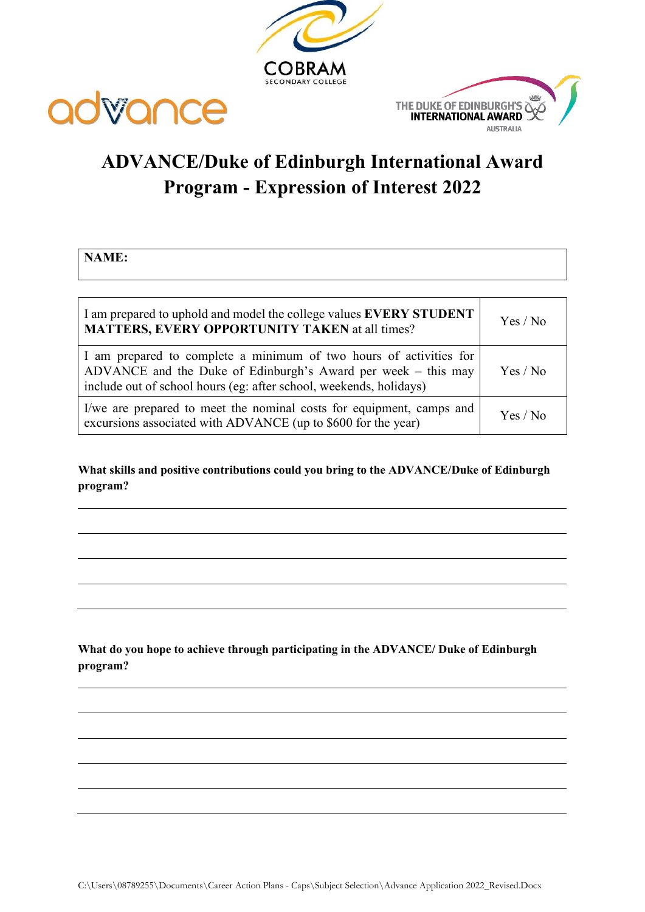# ADVANCE/Duke of Edinburgh International Award Program - Expression of Interest 2022

| **NAME:** |
|---|

| | |
|---|---|
| I am prepared to uphold and model the college values **EVERY STUDENT MATTERS, EVERY OPPORTUNITY TAKEN** at all times? | Yes / No |
| I am prepared to complete a minimum of two hours of activities for ADVANCE and the Duke of Edinburgh's Award per week – this may include out of school hours (eg: after school, weekends, holidays) | Yes / No |
| I/we are prepared to meet the nominal costs for equipment, camps and excursions associated with ADVANCE (up to $600 for the year) | Yes / No |

**What skills and positive contributions could you bring to the ADVANCE/Duke of Edinburgh program?**

______________________________________________________________________

______________________________________________________________________

______________________________________________________________________

______________________________________________________________________

______________________________________________________________________

**What do you hope to achieve through participating in the ADVANCE/ Duke of Edinburgh program?**

______________________________________________________________________

______________________________________________________________________

______________________________________________________________________

______________________________________________________________________

______________________________________________________________________

______________________________________________________________________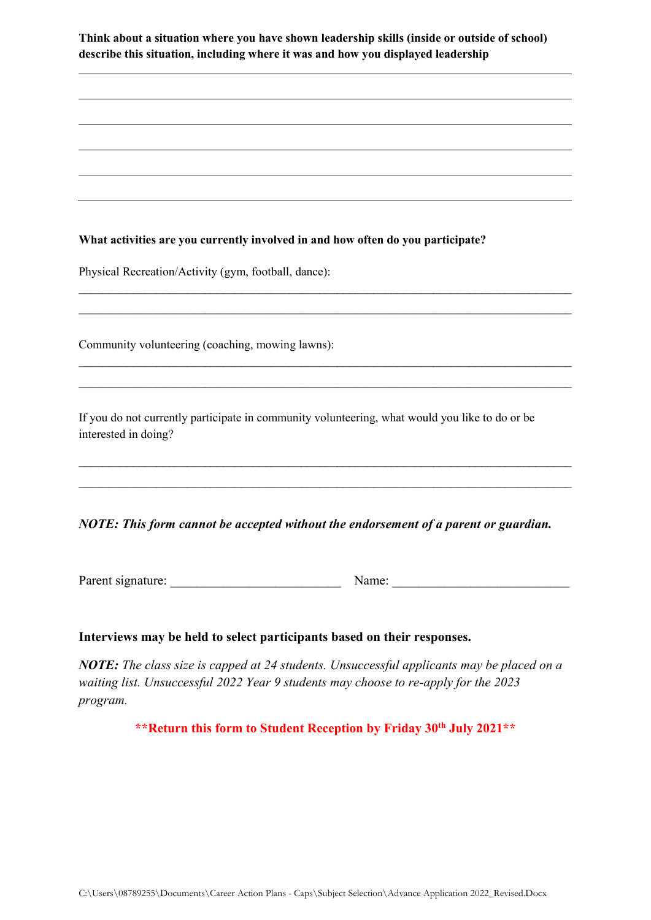**Think about a situation where you have shown leadership skills (inside or outside of school) describe this situation, including where it was and how you displayed leadership**

**What activities are you currently involved in and how often do you participate?**

Physical Recreation/Activity (gym, football, dance):

Community volunteering (coaching, mowing lawns):

If you do not currently participate in community volunteering, what would you like to do or be interested in doing?

***NOTE: This form cannot be accepted without the endorsement of a parent or guardian.***

Parent signature: \_\_\_\_\_\_\_\_\_\_\_\_\_\_\_\_\_\_\_\_\_\_\_\_\_\_ Name: \_\_\_\_\_\_\_\_\_\_\_\_\_\_\_\_\_\_\_\_\_\_\_\_\_\_\_

**Interviews may be held to select participants based on their responses.**

***NOTE:*** *The class size is capped at 24 students. Unsuccessful applicants may be placed on a waiting list. Unsuccessful 2022 Year 9 students may choose to re-apply for the 2023 program.*

****Return this form to Student Reception by Friday 30th July 2021****

C:\Users\08789255\Documents\Career Action Plans - Caps\Subject Selection\Advance Application 2022_Revised.Docx